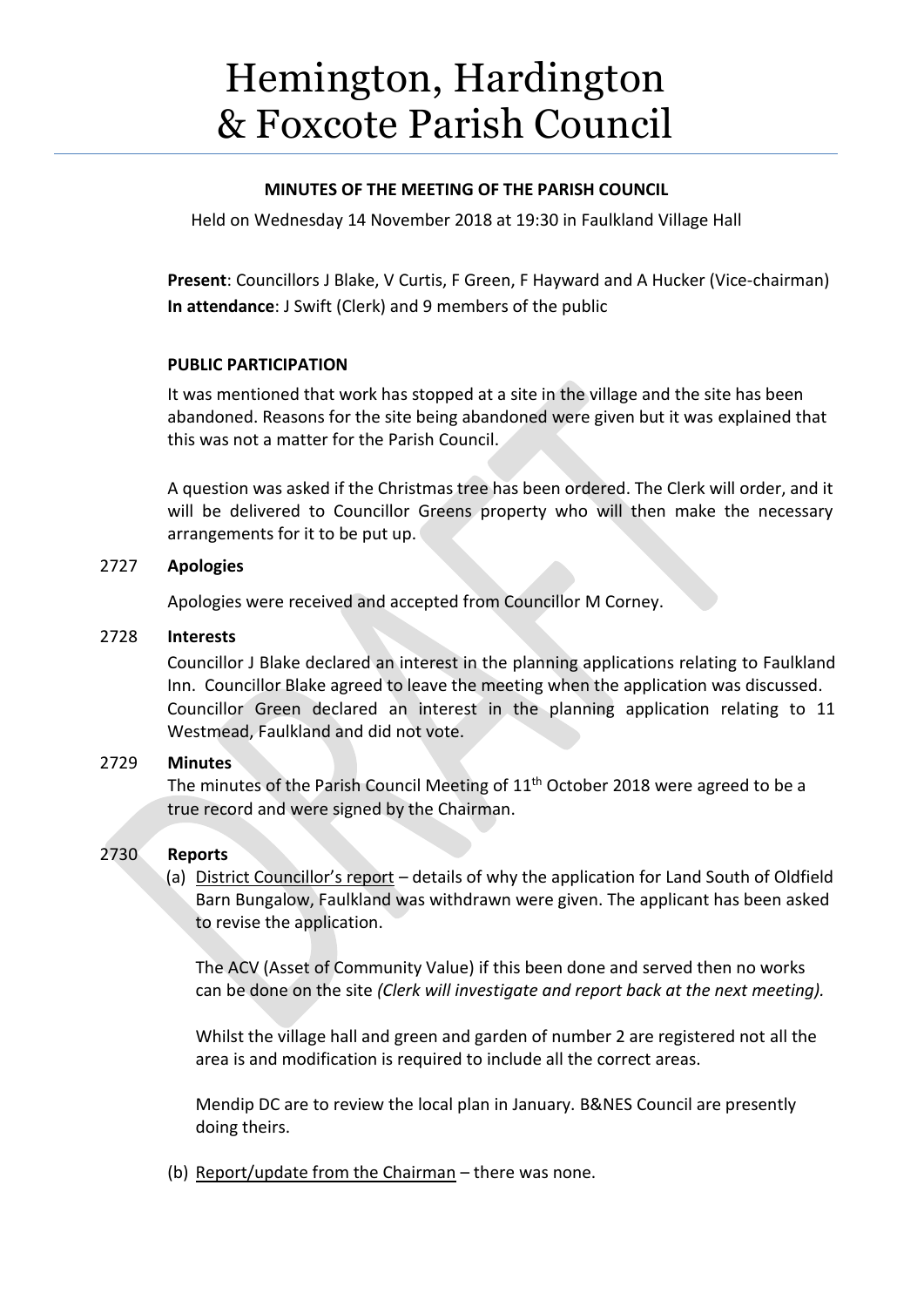# Hemington, Hardington & Foxcote Parish Council

**MINUTES OF THE MEETING OF THE PARISH COUNCIL**

Held on Wednesday 14 November 2018 at 19:30 in Faulkland Village Hall

**Present**: Councillors J Blake, V Curtis, F Green, F Hayward and A Hucker (Vice-chairman)
**In attendance**: J Swift (Clerk) and 9 members of the public

**PUBLIC PARTICIPATION**

It was mentioned that work has stopped at a site in the village and the site has been abandoned. Reasons for the site being abandoned were given but it was explained that this was not a matter for the Parish Council.

A question was asked if the Christmas tree has been ordered. The Clerk will order, and it will be delivered to Councillor Greens property who will then make the necessary arrangements for it to be put up.

2727 **Apologies**

Apologies were received and accepted from Councillor M Corney.

2728 **Interests**

Councillor J Blake declared an interest in the planning applications relating to Faulkland Inn. Councillor Blake agreed to leave the meeting when the application was discussed. Councillor Green declared an interest in the planning application relating to 11 Westmead, Faulkland and did not vote.

2729 **Minutes**

The minutes of the Parish Council Meeting of 11th October 2018 were agreed to be a true record and were signed by the Chairman.

2730 **Reports**

(a) District Councillor's report – details of why the application for Land South of Oldfield Barn Bungalow, Faulkland was withdrawn were given. The applicant has been asked to revise the application.

The ACV (Asset of Community Value) if this been done and served then no works can be done on the site *(Clerk will investigate and report back at the next meeting).*

Whilst the village hall and green and garden of number 2 are registered not all the area is and modification is required to include all the correct areas.

Mendip DC are to review the local plan in January. B&NES Council are presently doing theirs.

(b) Report/update from the Chairman – there was none.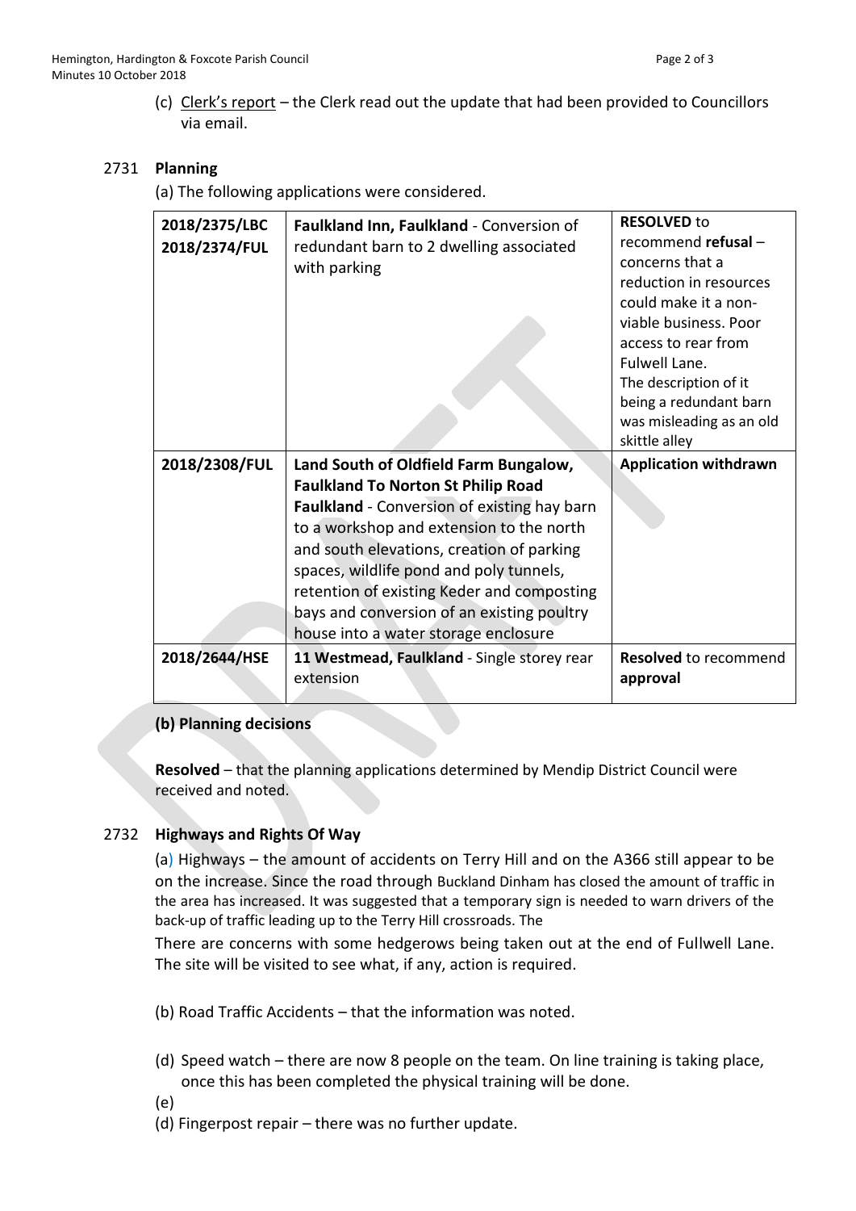(c) Clerk's report – the Clerk read out the update that had been provided to Councillors via email.

## 2731 Planning

(a) The following applications were considered.

| | | |
|---|---|---|
| **2018/2375/LBC**<br>**2018/2374/FUL** | **Faulkland Inn, Faulkland** - Conversion of redundant barn to 2 dwelling associated with parking | **RESOLVED** to recommend **refusal** – concerns that a reduction in resources could make it a non-viable business. Poor access to rear from Fulwell Lane.<br>The description of it being a redundant barn was misleading as an old skittle alley |
| **2018/2308/FUL** | **Land South of Oldfield Farm Bungalow, Faulkland To Norton St Philip Road Faulkland** - Conversion of existing hay barn to a workshop and extension to the north and south elevations, creation of parking spaces, wildlife pond and poly tunnels, retention of existing Keder and composting bays and conversion of an existing poultry house into a water storage enclosure | **Application withdrawn** |
| **2018/2644/HSE** | **11 Westmead, Faulkland** - Single storey rear extension | **Resolved** to recommend **approval** |

**(b) Planning decisions**

**Resolved** – that the planning applications determined by Mendip District Council were received and noted.

## 2732 Highways and Rights Of Way

(a) Highways – the amount of accidents on Terry Hill and on the A366 still appear to be on the increase. Since the road through Buckland Dinham has closed the amount of traffic in the area has increased. It was suggested that a temporary sign is needed to warn drivers of the back-up of traffic leading up to the Terry Hill crossroads. The

There are concerns with some hedgerows being taken out at the end of Fullwell Lane. The site will be visited to see what, if any, action is required.

(b) Road Traffic Accidents – that the information was noted.

(d) Speed watch – there are now 8 people on the team. On line training is taking place, once this has been completed the physical training will be done.

(e)

(d) Fingerpost repair – there was no further update.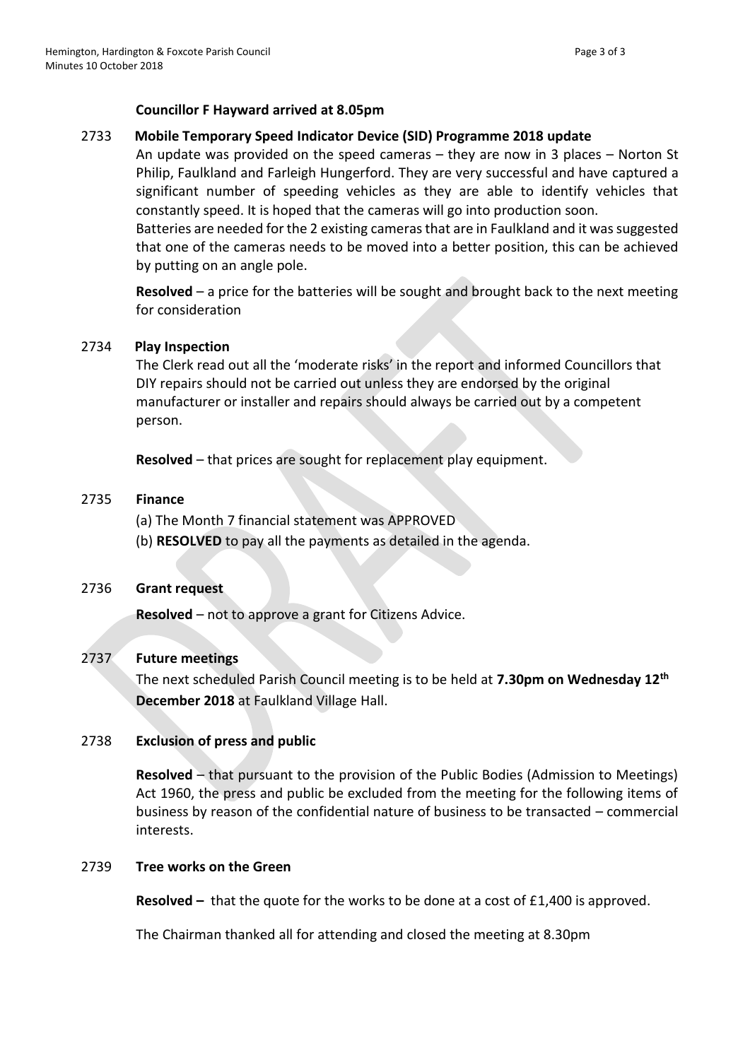**Councillor F Hayward arrived at 8.05pm**

2733 **Mobile Temporary Speed Indicator Device (SID) Programme 2018 update**

An update was provided on the speed cameras – they are now in 3 places – Norton St Philip, Faulkland and Farleigh Hungerford. They are very successful and have captured a significant number of speeding vehicles as they are able to identify vehicles that constantly speed. It is hoped that the cameras will go into production soon.

Batteries are needed for the 2 existing cameras that are in Faulkland and it was suggested that one of the cameras needs to be moved into a better position, this can be achieved by putting on an angle pole.

**Resolved** – a price for the batteries will be sought and brought back to the next meeting for consideration

2734 **Play Inspection**

The Clerk read out all the 'moderate risks' in the report and informed Councillors that DIY repairs should not be carried out unless they are endorsed by the original manufacturer or installer and repairs should always be carried out by a competent person.

**Resolved** – that prices are sought for replacement play equipment.

2735 **Finance**

(a) The Month 7 financial statement was APPROVED

(b) **RESOLVED** to pay all the payments as detailed in the agenda.

2736 **Grant request**

**Resolved** – not to approve a grant for Citizens Advice.

2737 **Future meetings**

The next scheduled Parish Council meeting is to be held at **7.30pm on Wednesday 12th December 2018** at Faulkland Village Hall.

2738 **Exclusion of press and public**

**Resolved** – that pursuant to the provision of the Public Bodies (Admission to Meetings) Act 1960, the press and public be excluded from the meeting for the following items of business by reason of the confidential nature of business to be transacted – commercial interests.

2739 **Tree works on the Green**

**Resolved –** that the quote for the works to be done at a cost of £1,400 is approved.

The Chairman thanked all for attending and closed the meeting at 8.30pm